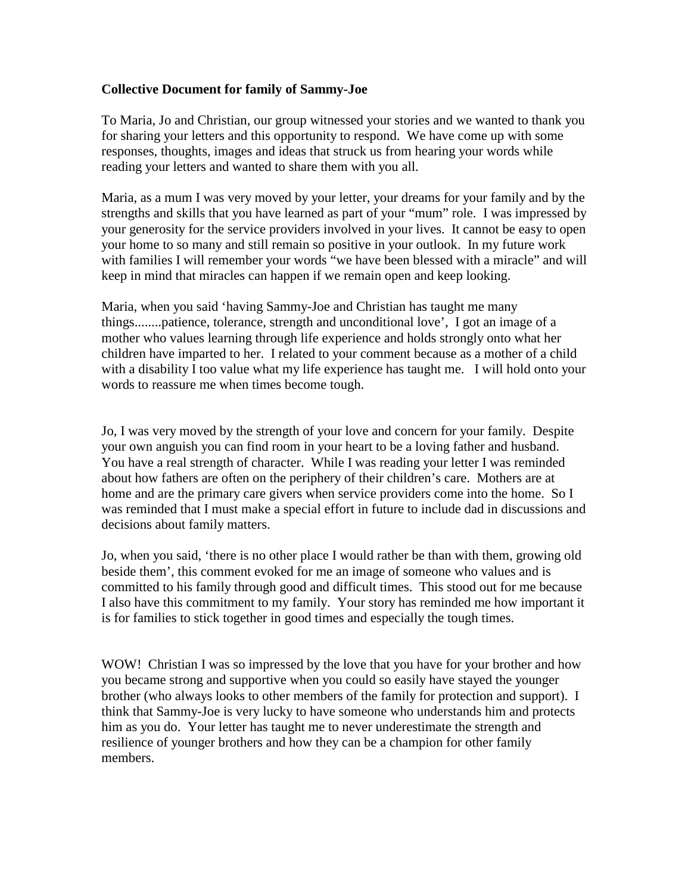**Collective Document for family of Sammy-Joe**

To Maria, Jo and Christian, our group witnessed your stories and we wanted to thank you for sharing your letters and this opportunity to respond. We have come up with some responses, thoughts, images and ideas that struck us from hearing your words while reading your letters and wanted to share them with you all.

Maria, as a mum I was very moved by your letter, your dreams for your family and by the strengths and skills that you have learned as part of your "mum" role. I was impressed by your generosity for the service providers involved in your lives. It cannot be easy to open your home to so many and still remain so positive in your outlook. In my future work with families I will remember your words "we have been blessed with a miracle" and will keep in mind that miracles can happen if we remain open and keep looking.

Maria, when you said 'having Sammy-Joe and Christian has taught me many things........patience, tolerance, strength and unconditional love', I got an image of a mother who values learning through life experience and holds strongly onto what her children have imparted to her. I related to your comment because as a mother of a child with a disability I too value what my life experience has taught me. I will hold onto your words to reassure me when times become tough.

Jo, I was very moved by the strength of your love and concern for your family. Despite your own anguish you can find room in your heart to be a loving father and husband. You have a real strength of character. While I was reading your letter I was reminded about how fathers are often on the periphery of their children's care. Mothers are at home and are the primary care givers when service providers come into the home. So I was reminded that I must make a special effort in future to include dad in discussions and decisions about family matters.

Jo, when you said, 'there is no other place I would rather be than with them, growing old beside them', this comment evoked for me an image of someone who values and is committed to his family through good and difficult times. This stood out for me because I also have this commitment to my family. Your story has reminded me how important it is for families to stick together in good times and especially the tough times.

WOW! Christian I was so impressed by the love that you have for your brother and how you became strong and supportive when you could so easily have stayed the younger brother (who always looks to other members of the family for protection and support). I think that Sammy-Joe is very lucky to have someone who understands him and protects him as you do. Your letter has taught me to never underestimate the strength and resilience of younger brothers and how they can be a champion for other family members.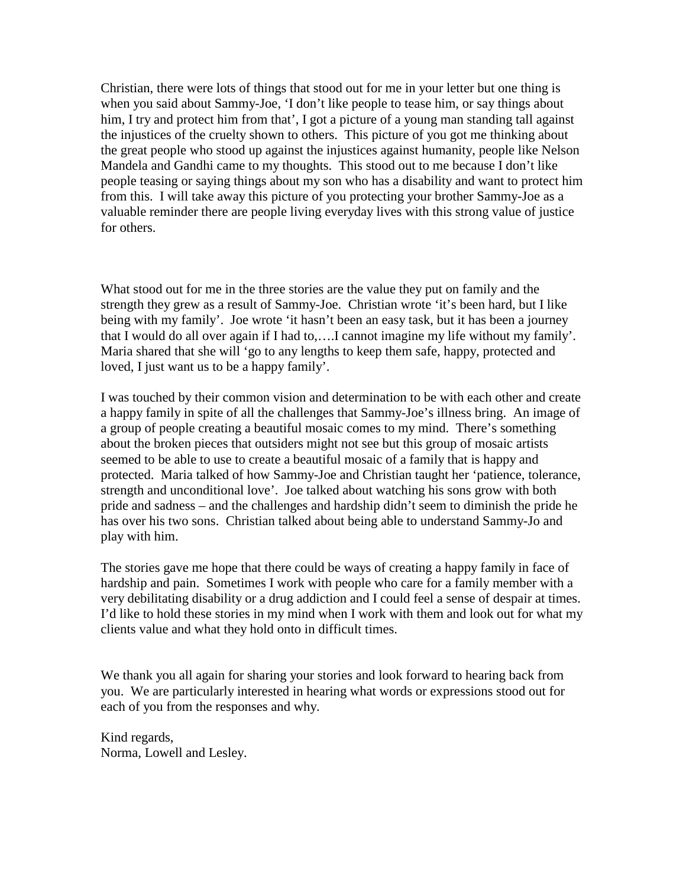Christian, there were lots of things that stood out for me in your letter but one thing is when you said about Sammy-Joe, ‘I don’t like people to tease him, or say things about him, I try and protect him from that’, I got a picture of a young man standing tall against the injustices of the cruelty shown to others. This picture of you got me thinking about the great people who stood up against the injustices against humanity, people like Nelson Mandela and Gandhi came to my thoughts. This stood out to me because I don’t like people teasing or saying things about my son who has a disability and want to protect him from this. I will take away this picture of you protecting your brother Sammy-Joe as a valuable reminder there are people living everyday lives with this strong value of justice for others.

What stood out for me in the three stories are the value they put on family and the strength they grew as a result of Sammy-Joe. Christian wrote ‘it’s been hard, but I like being with my family’. Joe wrote ‘it hasn’t been an easy task, but it has been a journey that I would do all over again if I had to,….I cannot imagine my life without my family’. Maria shared that she will ‘go to any lengths to keep them safe, happy, protected and loved, I just want us to be a happy family’.

I was touched by their common vision and determination to be with each other and create a happy family in spite of all the challenges that Sammy-Joe’s illness bring. An image of a group of people creating a beautiful mosaic comes to my mind. There’s something about the broken pieces that outsiders might not see but this group of mosaic artists seemed to be able to use to create a beautiful mosaic of a family that is happy and protected. Maria talked of how Sammy-Joe and Christian taught her ‘patience, tolerance, strength and unconditional love’. Joe talked about watching his sons grow with both pride and sadness – and the challenges and hardship didn’t seem to diminish the pride he has over his two sons. Christian talked about being able to understand Sammy-Jo and play with him.

The stories gave me hope that there could be ways of creating a happy family in face of hardship and pain. Sometimes I work with people who care for a family member with a very debilitating disability or a drug addiction and I could feel a sense of despair at times. I’d like to hold these stories in my mind when I work with them and look out for what my clients value and what they hold onto in difficult times.

We thank you all again for sharing your stories and look forward to hearing back from you. We are particularly interested in hearing what words or expressions stood out for each of you from the responses and why.

Kind regards,
Norma, Lowell and Lesley.